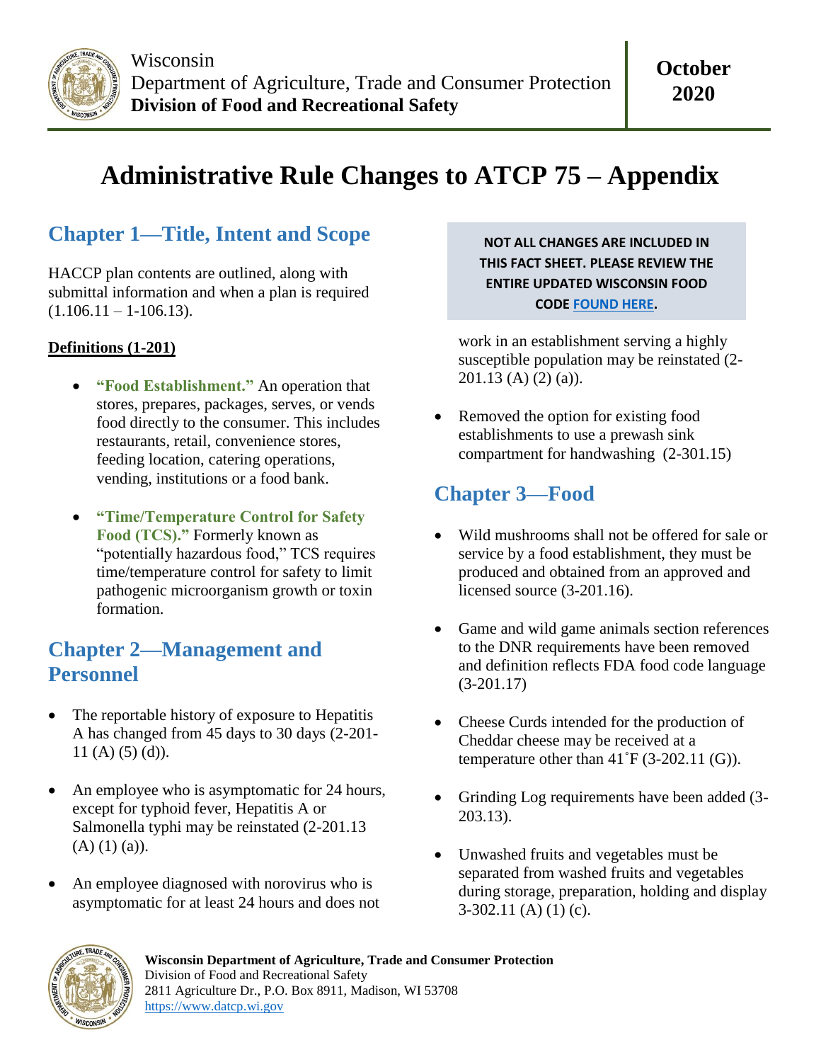Wisconsin
Department of Agriculture, Trade and Consumer Protection
**Division of Food and Recreational Safety**

**October 2020**

# Administrative Rule Changes to ATCP 75 – Appendix

**NOT ALL CHANGES ARE INCLUDED IN THIS FACT SHEET. PLEASE REVIEW THE ENTIRE UPDATED WISCONSIN FOOD CODE FOUND HERE.**

## Chapter 1—Title, Intent and Scope

HACCP plan contents are outlined, along with submittal information and when a plan is required (1.106.11 – 1-106.13).

**Definitions (1-201)**

- **"Food Establishment."** An operation that stores, prepares, packages, serves, or vends food directly to the consumer. This includes restaurants, retail, convenience stores, feeding location, catering operations, vending, institutions or a food bank.
- **"Time/Temperature Control for Safety Food (TCS)."** Formerly known as "potentially hazardous food," TCS requires time/temperature control for safety to limit pathogenic microorganism growth or toxin formation.

## Chapter 2—Management and Personnel

- The reportable history of exposure to Hepatitis A has changed from 45 days to 30 days (2-201-11 (A) (5) (d)).
- An employee who is asymptomatic for 24 hours, except for typhoid fever, Hepatitis A or Salmonella typhi may be reinstated (2-201.13 (A) (1) (a)).
- An employee diagnosed with norovirus who is asymptomatic for at least 24 hours and does not work in an establishment serving a highly susceptible population may be reinstated (2-201.13 (A) (2) (a)).
- Removed the option for existing food establishments to use a prewash sink compartment for handwashing (2-301.15)

## Chapter 3—Food

- Wild mushrooms shall not be offered for sale or service by a food establishment, they must be produced and obtained from an approved and licensed source (3-201.16).
- Game and wild game animals section references to the DNR requirements have been removed and definition reflects FDA food code language (3-201.17)
- Cheese Curds intended for the production of Cheddar cheese may be received at a temperature other than 41˚F (3-202.11 (G)).
- Grinding Log requirements have been added (3-203.13).
- Unwashed fruits and vegetables must be separated from washed fruits and vegetables during storage, preparation, holding and display 3-302.11 (A) (1) (c).

**Wisconsin Department of Agriculture, Trade and Consumer Protection**
Division of Food and Recreational Safety
2811 Agriculture Dr., P.O. Box 8911, Madison, WI 53708
https://www.datcp.wi.gov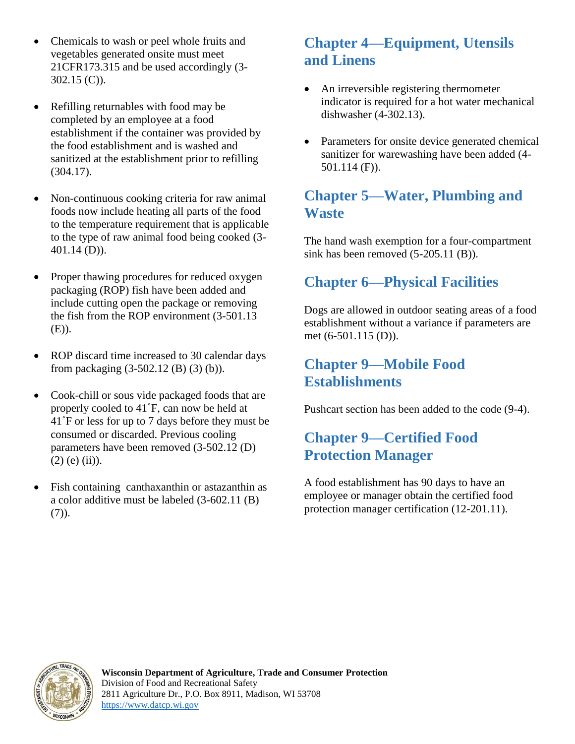- Chemicals to wash or peel whole fruits and vegetables generated onsite must meet 21CFR173.315 and be used accordingly (3-302.15 (C)).

- Refilling returnables with food may be completed by an employee at a food establishment if the container was provided by the food establishment and is washed and sanitized at the establishment prior to refilling (304.17).

- Non-continuous cooking criteria for raw animal foods now include heating all parts of the food to the temperature requirement that is applicable to the type of raw animal food being cooked (3-401.14 (D)).

- Proper thawing procedures for reduced oxygen packaging (ROP) fish have been added and include cutting open the package or removing the fish from the ROP environment (3-501.13 (E)).

- ROP discard time increased to 30 calendar days from packaging (3-502.12 (B) (3) (b)).

- Cook-chill or sous vide packaged foods that are properly cooled to 41˚F, can now be held at 41˚F or less for up to 7 days before they must be consumed or discarded. Previous cooling parameters have been removed (3-502.12 (D) (2) (e) (ii)).

- Fish containing canthaxanthin or astazanthin as a color additive must be labeled (3-602.11 (B) (7)).

## Chapter 4—Equipment, Utensils and Linens

- An irreversible registering thermometer indicator is required for a hot water mechanical dishwasher (4-302.13).

- Parameters for onsite device generated chemical sanitizer for warewashing have been added (4-501.114 (F)).

## Chapter 5—Water, Plumbing and Waste

The hand wash exemption for a four-compartment sink has been removed (5-205.11 (B)).

## Chapter 6—Physical Facilities

Dogs are allowed in outdoor seating areas of a food establishment without a variance if parameters are met (6-501.115 (D)).

## Chapter 9—Mobile Food Establishments

Pushcart section has been added to the code (9-4).

## Chapter 9—Certified Food Protection Manager

A food establishment has 90 days to have an employee or manager obtain the certified food protection manager certification (12-201.11).

**Wisconsin Department of Agriculture, Trade and Consumer Protection**
Division of Food and Recreational Safety
2811 Agriculture Dr., P.O. Box 8911, Madison, WI 53708
https://www.datcp.wi.gov